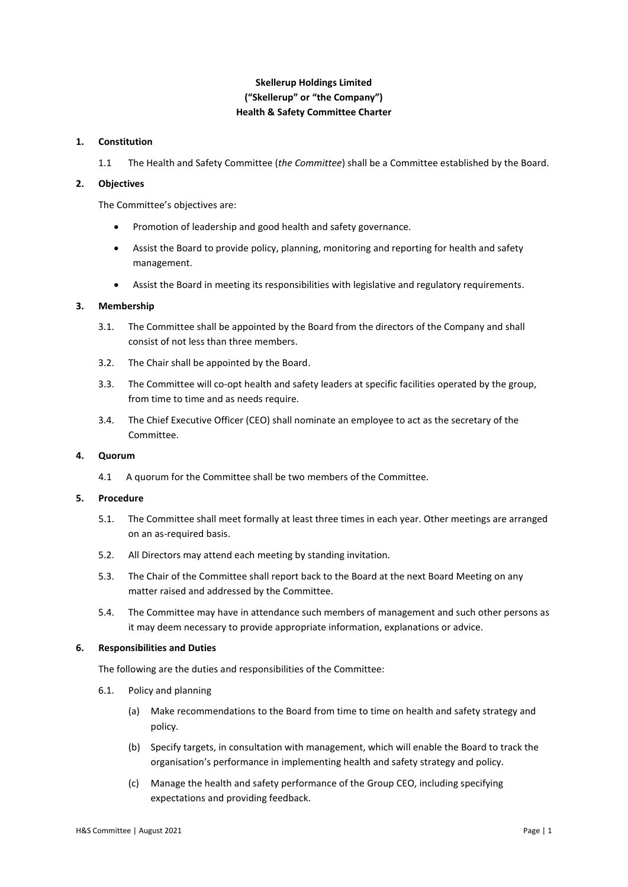**Skellerup Holdings Limited**
**("Skellerup" or "the Company")**
**Health & Safety Committee Charter**

**1. Constitution**

1.1 The Health and Safety Committee (*the Committee*) shall be a Committee established by the Board.

**2. Objectives**

The Committee's objectives are:

- Promotion of leadership and good health and safety governance.
- Assist the Board to provide policy, planning, monitoring and reporting for health and safety management.
- Assist the Board in meeting its responsibilities with legislative and regulatory requirements.

**3. Membership**

3.1. The Committee shall be appointed by the Board from the directors of the Company and shall consist of not less than three members.

3.2. The Chair shall be appointed by the Board.

3.3. The Committee will co-opt health and safety leaders at specific facilities operated by the group, from time to time and as needs require.

3.4. The Chief Executive Officer (CEO) shall nominate an employee to act as the secretary of the Committee.

**4. Quorum**

4.1 A quorum for the Committee shall be two members of the Committee.

**5. Procedure**

5.1. The Committee shall meet formally at least three times in each year. Other meetings are arranged on an as-required basis.

5.2. All Directors may attend each meeting by standing invitation.

5.3. The Chair of the Committee shall report back to the Board at the next Board Meeting on any matter raised and addressed by the Committee.

5.4. The Committee may have in attendance such members of management and such other persons as it may deem necessary to provide appropriate information, explanations or advice.

**6. Responsibilities and Duties**

The following are the duties and responsibilities of the Committee:

6.1. Policy and planning

(a) Make recommendations to the Board from time to time on health and safety strategy and policy.

(b) Specify targets, in consultation with management, which will enable the Board to track the organisation's performance in implementing health and safety strategy and policy.

(c) Manage the health and safety performance of the Group CEO, including specifying expectations and providing feedback.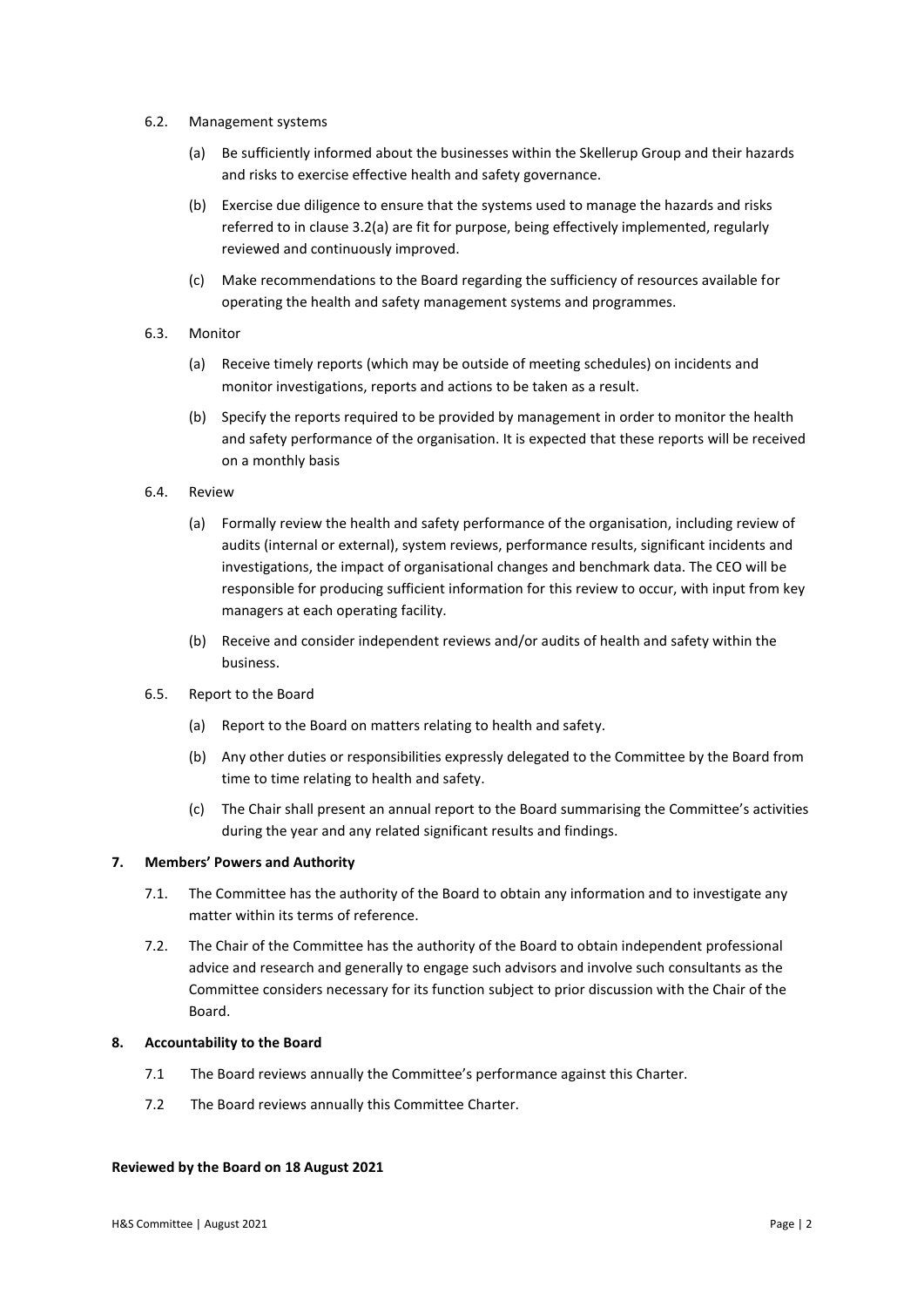6.2. Management systems

(a) Be sufficiently informed about the businesses within the Skellerup Group and their hazards and risks to exercise effective health and safety governance.

(b) Exercise due diligence to ensure that the systems used to manage the hazards and risks referred to in clause 3.2(a) are fit for purpose, being effectively implemented, regularly reviewed and continuously improved.

(c) Make recommendations to the Board regarding the sufficiency of resources available for operating the health and safety management systems and programmes.

6.3. Monitor

(a) Receive timely reports (which may be outside of meeting schedules) on incidents and monitor investigations, reports and actions to be taken as a result.

(b) Specify the reports required to be provided by management in order to monitor the health and safety performance of the organisation. It is expected that these reports will be received on a monthly basis

6.4. Review

(a) Formally review the health and safety performance of the organisation, including review of audits (internal or external), system reviews, performance results, significant incidents and investigations, the impact of organisational changes and benchmark data. The CEO will be responsible for producing sufficient information for this review to occur, with input from key managers at each operating facility.

(b) Receive and consider independent reviews and/or audits of health and safety within the business.

6.5. Report to the Board

(a) Report to the Board on matters relating to health and safety.

(b) Any other duties or responsibilities expressly delegated to the Committee by the Board from time to time relating to health and safety.

(c) The Chair shall present an annual report to the Board summarising the Committee's activities during the year and any related significant results and findings.

## 7. Members' Powers and Authority

7.1. The Committee has the authority of the Board to obtain any information and to investigate any matter within its terms of reference.

7.2. The Chair of the Committee has the authority of the Board to obtain independent professional advice and research and generally to engage such advisors and involve such consultants as the Committee considers necessary for its function subject to prior discussion with the Chair of the Board.

## 8. Accountability to the Board

7.1 The Board reviews annually the Committee's performance against this Charter.

7.2 The Board reviews annually this Committee Charter.

**Reviewed by the Board on 18 August 2021**